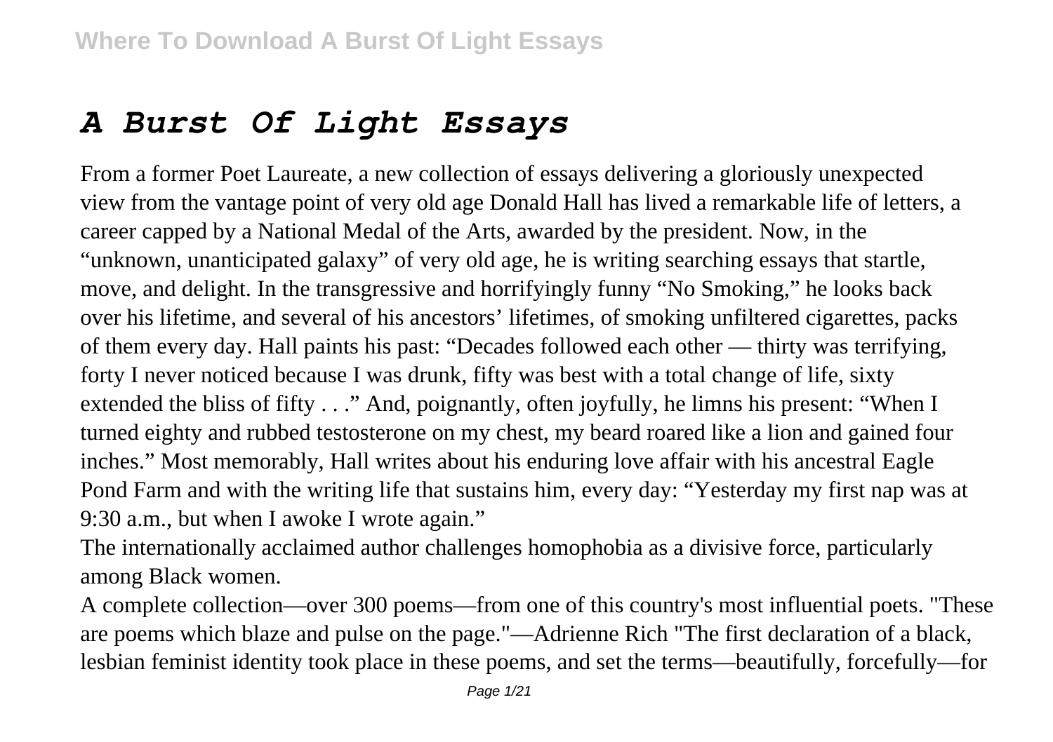# *A Burst Of Light Essays*

From a former Poet Laureate, a new collection of essays delivering a gloriously unexpected view from the vantage point of very old age Donald Hall has lived a remarkable life of letters, a career capped by a National Medal of the Arts, awarded by the president. Now, in the "unknown, unanticipated galaxy" of very old age, he is writing searching essays that startle, move, and delight. In the transgressive and horrifyingly funny "No Smoking," he looks back over his lifetime, and several of his ancestors' lifetimes, of smoking unfiltered cigarettes, packs of them every day. Hall paints his past: "Decades followed each other — thirty was terrifying, forty I never noticed because I was drunk, fifty was best with a total change of life, sixty extended the bliss of fifty . . ." And, poignantly, often joyfully, he limns his present: "When I turned eighty and rubbed testosterone on my chest, my beard roared like a lion and gained four inches." Most memorably, Hall writes about his enduring love affair with his ancestral Eagle Pond Farm and with the writing life that sustains him, every day: "Yesterday my first nap was at 9:30 a.m., but when I awoke I wrote again."

The internationally acclaimed author challenges homophobia as a divisive force, particularly among Black women.

A complete collection—over 300 poems—from one of this country's most influential poets. "These are poems which blaze and pulse on the page."—Adrienne Rich "The first declaration of a black, lesbian feminist identity took place in these poems, and set the terms—beautifully, forcefully—for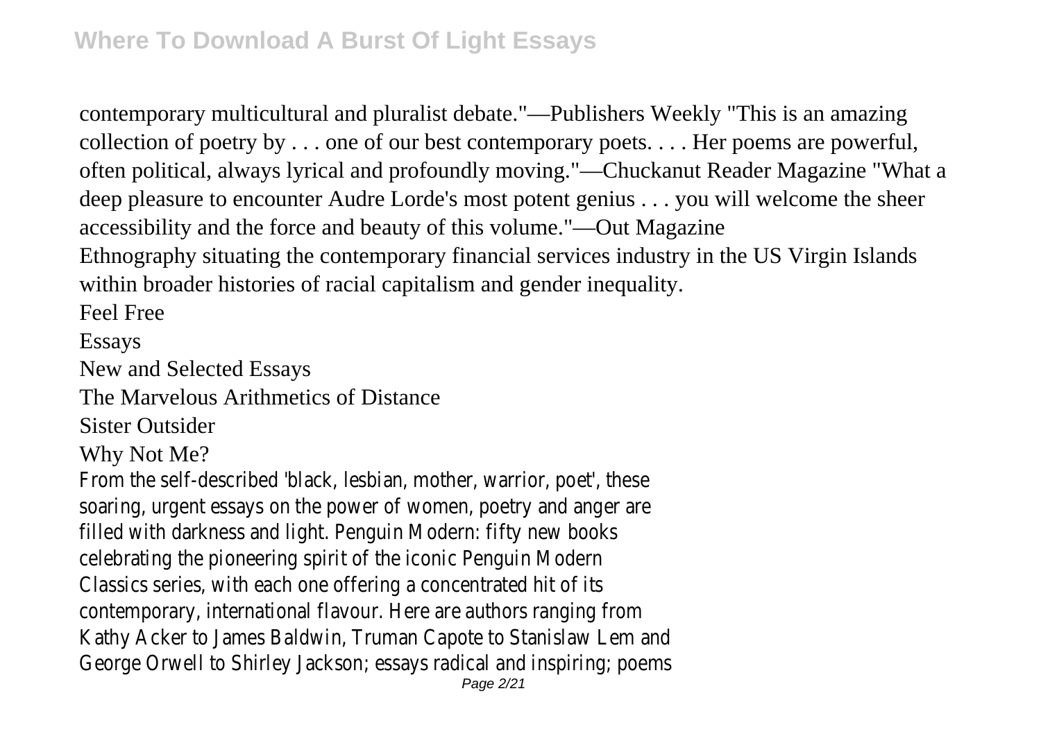contemporary multicultural and pluralist debate."—Publishers Weekly "This is an amazing collection of poetry by . . . one of our best contemporary poets. . . . Her poems are powerful, often political, always lyrical and profoundly moving."—Chuckanut Reader Magazine "What a deep pleasure to encounter Audre Lorde's most potent genius . . . you will welcome the sheer accessibility and the force and beauty of this volume."—Out Magazine

Ethnography situating the contemporary financial services industry in the US Virgin Islands within broader histories of racial capitalism and gender inequality.

Feel Free

Essays

New and Selected Essays

The Marvelous Arithmetics of Distance

Sister Outsider

Why Not Me?

From the self-described 'black, lesbian, mother, warrior, poet', these soaring, urgent essays on the power of women, poetry and anger are filled with darkness and light. Penguin Modern: fifty new books celebrating the pioneering spirit of the iconic Penguin Modern Classics series, with each one offering a concentrated hit of its contemporary, international flavour. Here are authors ranging from Kathy Acker to James Baldwin, Truman Capote to Stanislaw Lem and George Orwell to Shirley Jackson; essays radical and inspiring; poems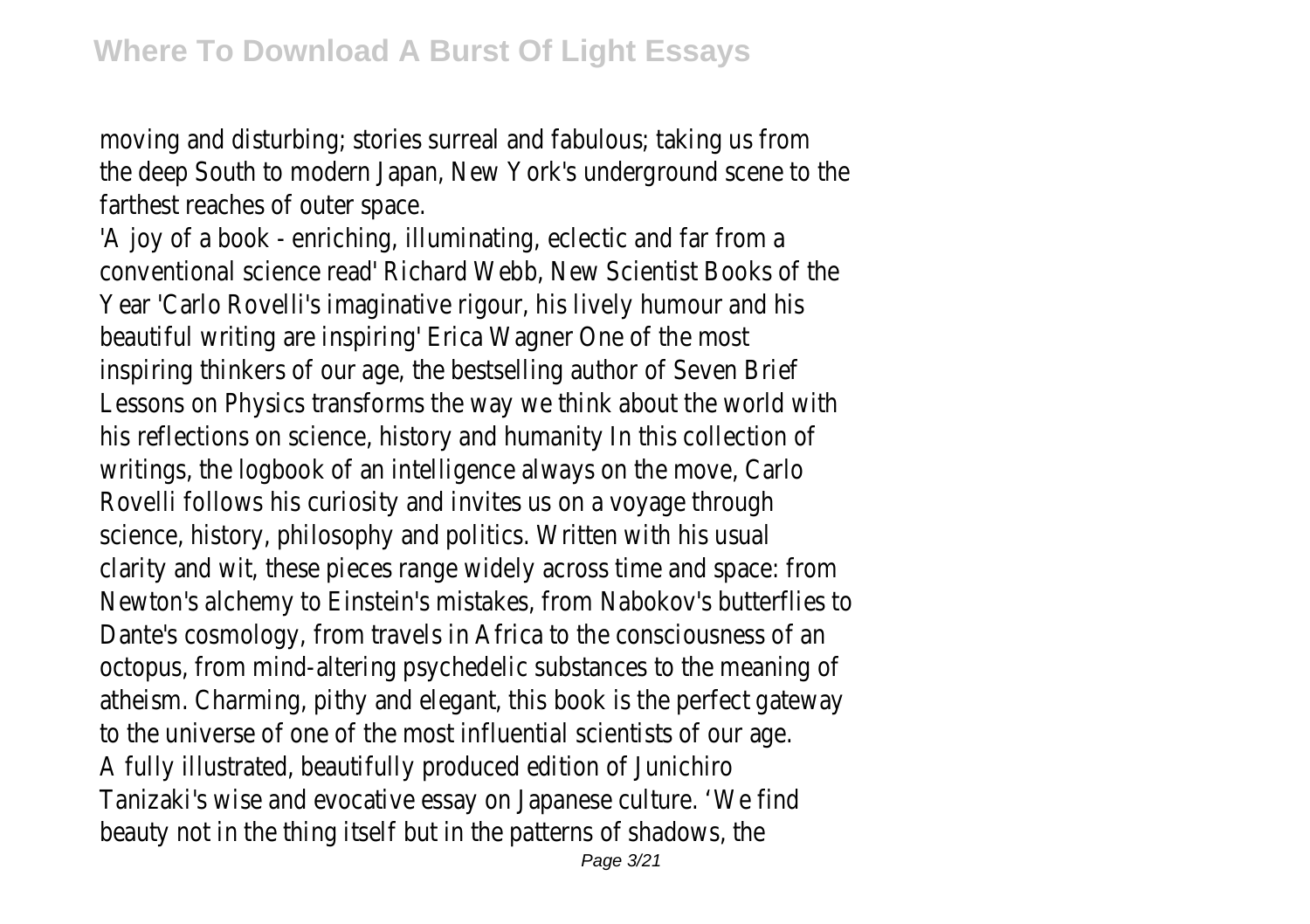moving and disturbing; stories surreal and fabulous; taking us from the deep South to modern Japan, New York's underground scene to the farthest reaches of outer space.

'A joy of a book - enriching, illuminating, eclectic and far from a conventional science read' Richard Webb, New Scientist Books of the Year 'Carlo Rovelli's imaginative rigour, his lively humour and his beautiful writing are inspiring' Erica Wagner One of the most inspiring thinkers of our age, the bestselling author of Seven Brief Lessons on Physics transforms the way we think about the world with his reflections on science, history and humanity In this collection of writings, the logbook of an intelligence always on the move, Carlo Rovelli follows his curiosity and invites us on a voyage through science, history, philosophy and politics. Written with his usual clarity and wit, these pieces range widely across time and space: from Newton's alchemy to Einstein's mistakes, from Nabokov's butterflies to Dante's cosmology, from travels in Africa to the consciousness of an octopus, from mind-altering psychedelic substances to the meaning of atheism. Charming, pithy and elegant, this book is the perfect gateway to the universe of one of the most influential scientists of our age.

A fully illustrated, beautifully produced edition of Junichiro Tanizaki's wise and evocative essay on Japanese culture. 'We find beauty not in the thing itself but in the patterns of shadows, the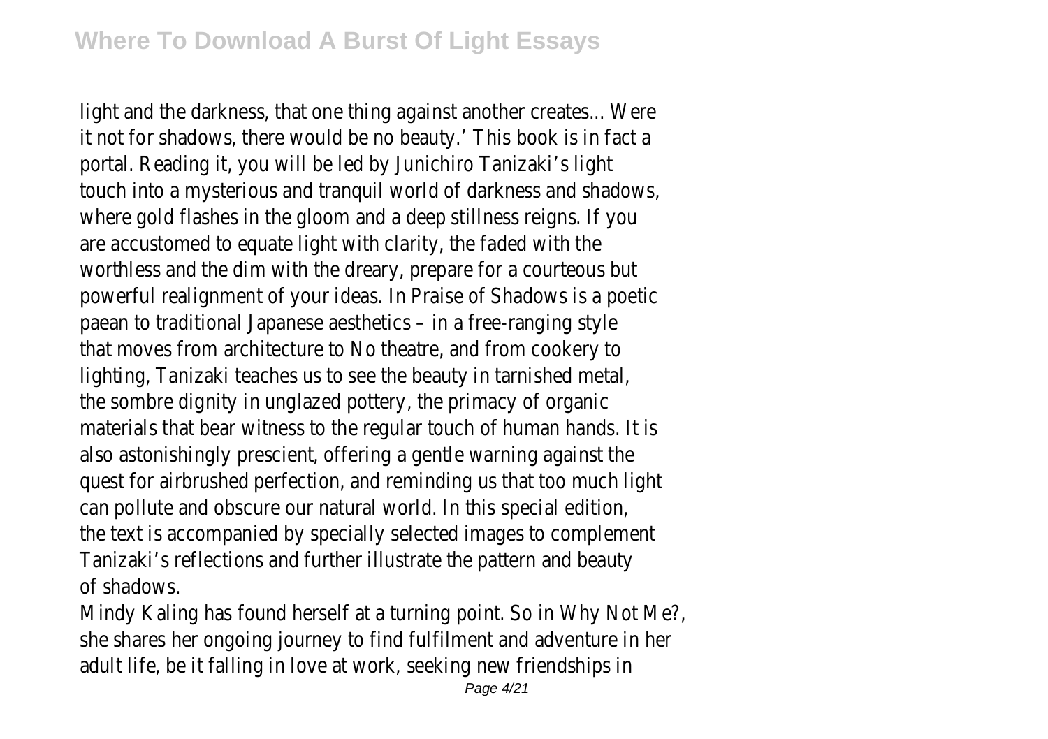light and the darkness, that one thing against another creates... Were it not for shadows, there would be no beauty.' This book is in fact a portal. Reading it, you will be led by Junichiro Tanizaki's light touch into a mysterious and tranquil world of darkness and shadows, where gold flashes in the gloom and a deep stillness reigns. If you are accustomed to equate light with clarity, the faded with the worthless and the dim with the dreary, prepare for a courteous but powerful realignment of your ideas. In Praise of Shadows is a poetic paean to traditional Japanese aesthetics – in a free-ranging style that moves from architecture to No theatre, and from cookery to lighting, Tanizaki teaches us to see the beauty in tarnished metal, the sombre dignity in unglazed pottery, the primacy of organic materials that bear witness to the regular touch of human hands. It is also astonishingly prescient, offering a gentle warning against the quest for airbrushed perfection, and reminding us that too much light can pollute and obscure our natural world. In this special edition, the text is accompanied by specially selected images to complement Tanizaki's reflections and further illustrate the pattern and beauty of shadows.

Mindy Kaling has found herself at a turning point. So in Why Not Me?, she shares her ongoing journey to find fulfilment and adventure in her adult life, be it falling in love at work, seeking new friendships in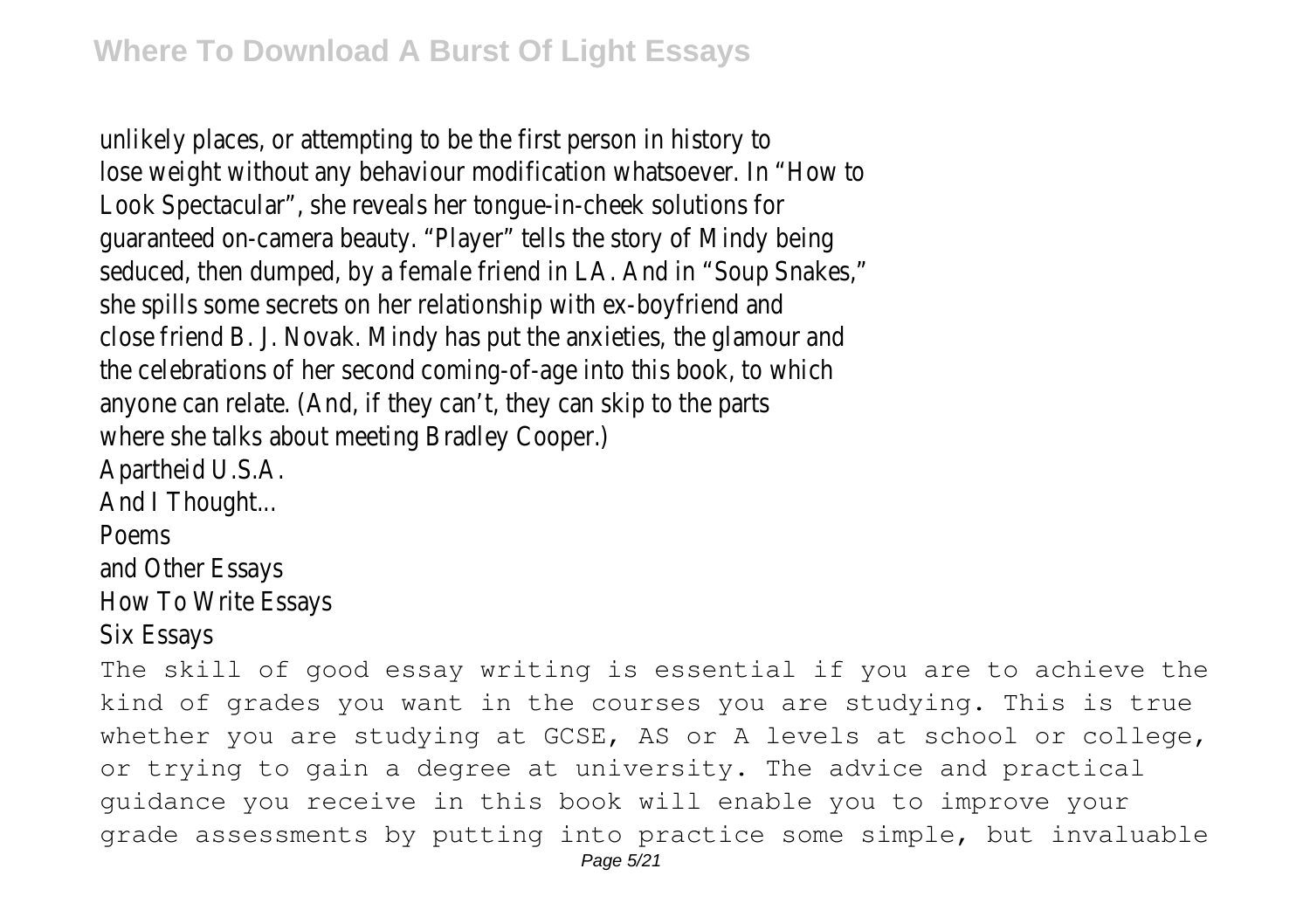unlikely places, or attempting to be the first person in history to lose weight without any behaviour modification whatsoever. In "How to Look Spectacular", she reveals her tongue-in-cheek solutions for guaranteed on-camera beauty. "Player" tells the story of Mindy being seduced, then dumped, by a female friend in LA. And in "Soup Snakes," she spills some secrets on her relationship with ex-boyfriend and close friend B. J. Novak. Mindy has put the anxieties, the glamour and the celebrations of her second coming-of-age into this book, to which anyone can relate. (And, if they can't, they can skip to the parts where she talks about meeting Bradley Cooper.)

Apartheid U.S.A.

And I Thought...

Poems

and Other Essays

How To Write Essays

Six Essays

The skill of good essay writing is essential if you are to achieve the kind of grades you want in the courses you are studying. This is true whether you are studying at GCSE, AS or A levels at school or college, or trying to gain a degree at university. The advice and practical guidance you receive in this book will enable you to improve your grade assessments by putting into practice some simple, but invaluable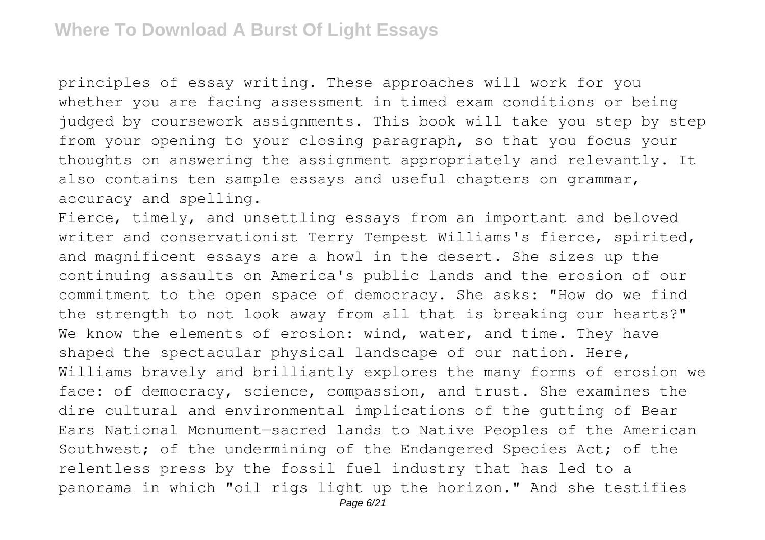principles of essay writing. These approaches will work for you whether you are facing assessment in timed exam conditions or being judged by coursework assignments. This book will take you step by step from your opening to your closing paragraph, so that you focus your thoughts on answering the assignment appropriately and relevantly. It also contains ten sample essays and useful chapters on grammar, accuracy and spelling.

Fierce, timely, and unsettling essays from an important and beloved writer and conservationist Terry Tempest Williams's fierce, spirited, and magnificent essays are a howl in the desert. She sizes up the continuing assaults on America's public lands and the erosion of our commitment to the open space of democracy. She asks: "How do we find the strength to not look away from all that is breaking our hearts?" We know the elements of erosion: wind, water, and time. They have shaped the spectacular physical landscape of our nation. Here, Williams bravely and brilliantly explores the many forms of erosion we face: of democracy, science, compassion, and trust. She examines the dire cultural and environmental implications of the gutting of Bear Ears National Monument—sacred lands to Native Peoples of the American Southwest; of the undermining of the Endangered Species Act; of the relentless press by the fossil fuel industry that has led to a panorama in which "oil rigs light up the horizon." And she testifies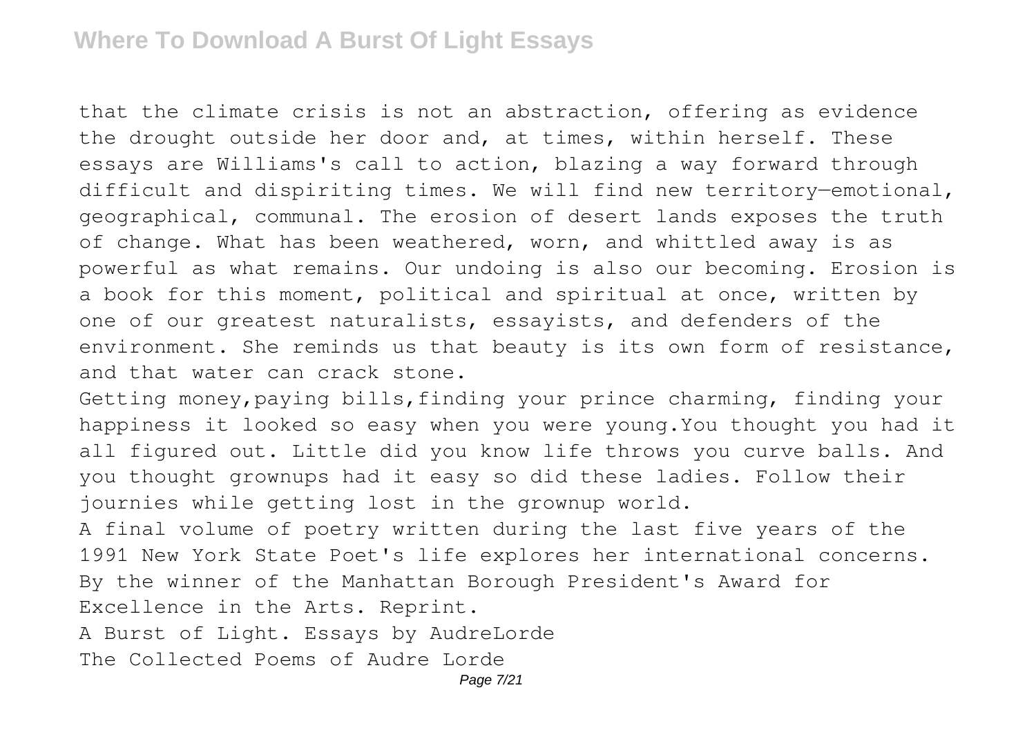that the climate crisis is not an abstraction, offering as evidence the drought outside her door and, at times, within herself. These essays are Williams's call to action, blazing a way forward through difficult and dispiriting times. We will find new territory—emotional, geographical, communal. The erosion of desert lands exposes the truth of change. What has been weathered, worn, and whittled away is as powerful as what remains. Our undoing is also our becoming. Erosion is a book for this moment, political and spiritual at once, written by one of our greatest naturalists, essayists, and defenders of the environment. She reminds us that beauty is its own form of resistance, and that water can crack stone.

Getting money,paying bills,finding your prince charming, finding your happiness it looked so easy when you were young.You thought you had it all figured out. Little did you know life throws you curve balls. And you thought grownups had it easy so did these ladies. Follow their journies while getting lost in the grownup world.

A final volume of poetry written during the last five years of the 1991 New York State Poet's life explores her international concerns. By the winner of the Manhattan Borough President's Award for Excellence in the Arts. Reprint.

A Burst of Light. Essays by AudreLorde

The Collected Poems of Audre Lorde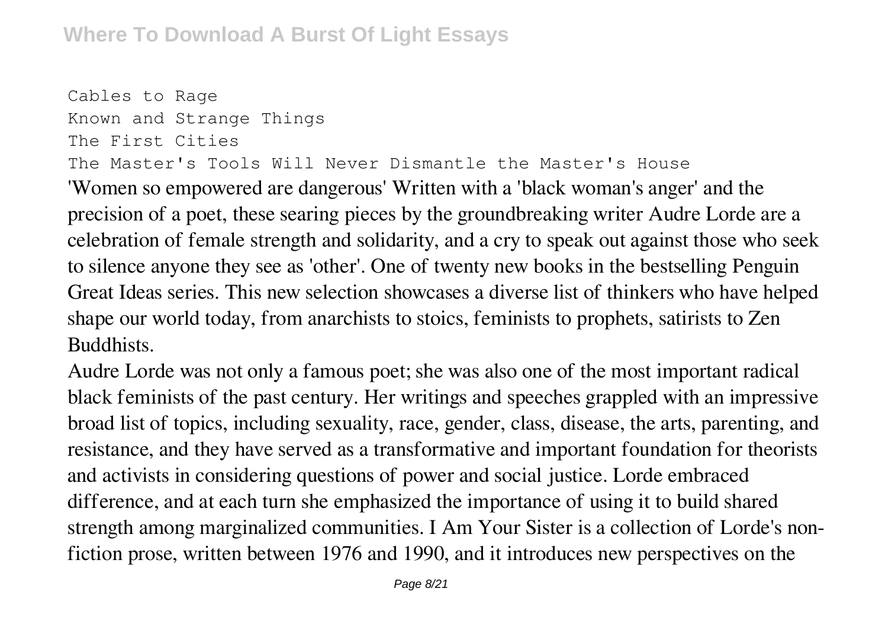Cables to Rage
Known and Strange Things
The First Cities
The Master's Tools Will Never Dismantle the Master's House

'Women so empowered are dangerous' Written with a 'black woman's anger' and the precision of a poet, these searing pieces by the groundbreaking writer Audre Lorde are a celebration of female strength and solidarity, and a cry to speak out against those who seek to silence anyone they see as 'other'. One of twenty new books in the bestselling Penguin Great Ideas series. This new selection showcases a diverse list of thinkers who have helped shape our world today, from anarchists to stoics, feminists to prophets, satirists to Zen Buddhists.

Audre Lorde was not only a famous poet; she was also one of the most important radical black feminists of the past century. Her writings and speeches grappled with an impressive broad list of topics, including sexuality, race, gender, class, disease, the arts, parenting, and resistance, and they have served as a transformative and important foundation for theorists and activists in considering questions of power and social justice. Lorde embraced difference, and at each turn she emphasized the importance of using it to build shared strength among marginalized communities. I Am Your Sister is a collection of Lorde's non-fiction prose, written between 1976 and 1990, and it introduces new perspectives on the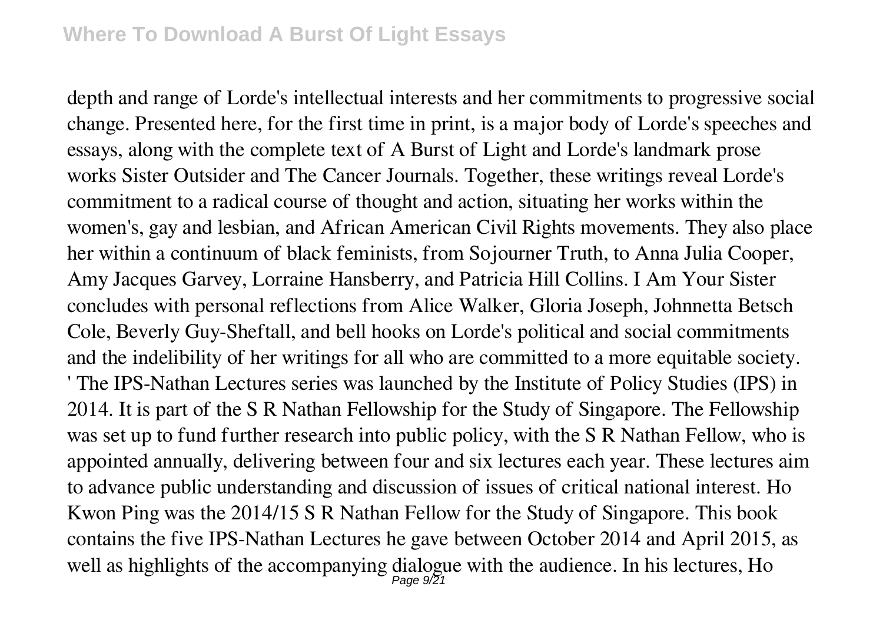depth and range of Lorde's intellectual interests and her commitments to progressive social change. Presented here, for the first time in print, is a major body of Lorde's speeches and essays, along with the complete text of A Burst of Light and Lorde's landmark prose works Sister Outsider and The Cancer Journals. Together, these writings reveal Lorde's commitment to a radical course of thought and action, situating her works within the women's, gay and lesbian, and African American Civil Rights movements. They also place her within a continuum of black feminists, from Sojourner Truth, to Anna Julia Cooper, Amy Jacques Garvey, Lorraine Hansberry, and Patricia Hill Collins. I Am Your Sister concludes with personal reflections from Alice Walker, Gloria Joseph, Johnnetta Betsch Cole, Beverly Guy-Sheftall, and bell hooks on Lorde's political and social commitments and the indelibility of her writings for all who are committed to a more equitable society.
' The IPS-Nathan Lectures series was launched by the Institute of Policy Studies (IPS) in 2014. It is part of the S R Nathan Fellowship for the Study of Singapore. The Fellowship was set up to fund further research into public policy, with the S R Nathan Fellow, who is appointed annually, delivering between four and six lectures each year. These lectures aim to advance public understanding and discussion of issues of critical national interest. Ho Kwon Ping was the 2014/15 S R Nathan Fellow for the Study of Singapore. This book contains the five IPS-Nathan Lectures he gave between October 2014 and April 2015, as well as highlights of the accompanying dialogue with the audience. In his lectures, Ho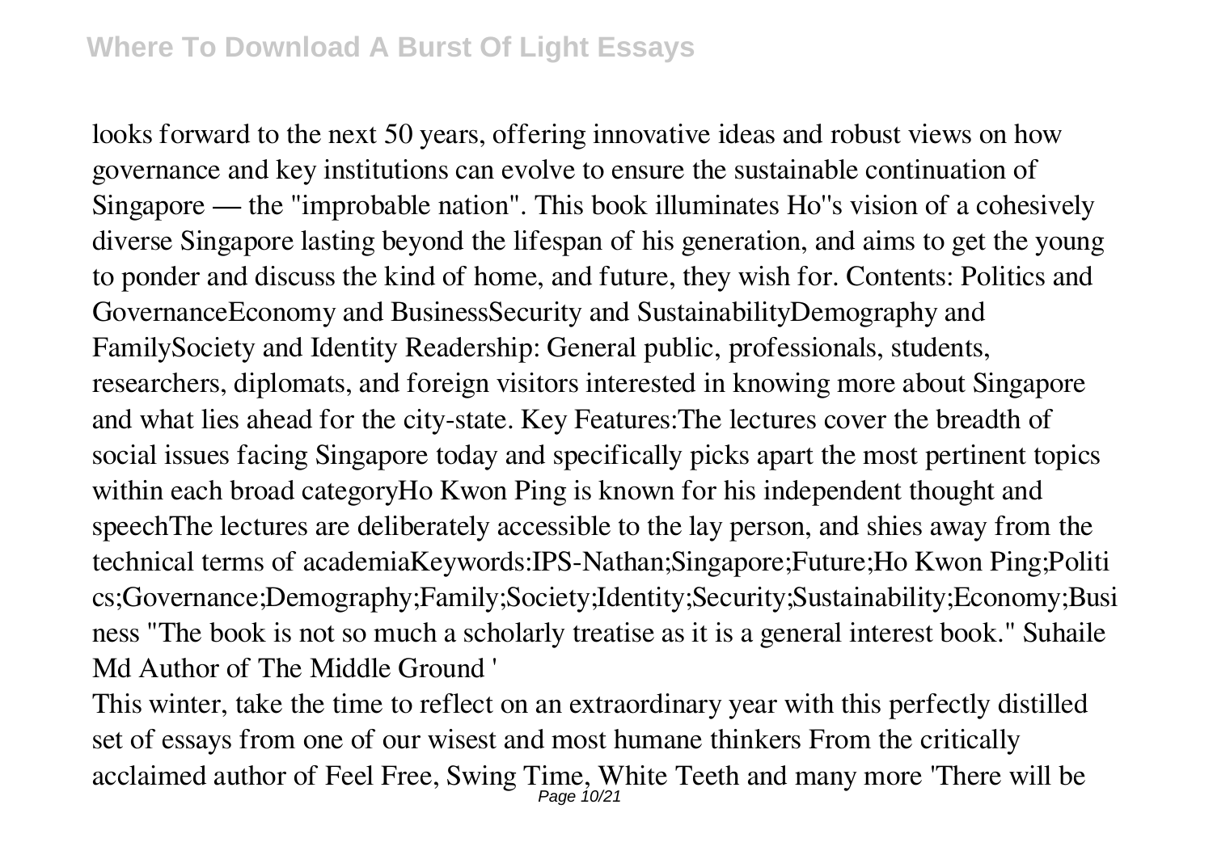looks forward to the next 50 years, offering innovative ideas and robust views on how governance and key institutions can evolve to ensure the sustainable continuation of Singapore — the "improbable nation". This book illuminates Ho''s vision of a cohesively diverse Singapore lasting beyond the lifespan of his generation, and aims to get the young to ponder and discuss the kind of home, and future, they wish for. Contents: Politics and GovernanceEconomy and BusinessSecurity and SustainabilityDemography and FamilySociety and Identity Readership: General public, professionals, students, researchers, diplomats, and foreign visitors interested in knowing more about Singapore and what lies ahead for the city-state. Key Features:The lectures cover the breadth of social issues facing Singapore today and specifically picks apart the most pertinent topics within each broad categoryHo Kwon Ping is known for his independent thought and speechThe lectures are deliberately accessible to the lay person, and shies away from the technical terms of academiaKeywords:IPS-Nathan;Singapore;Future;Ho Kwon Ping;Politics;Governance;Demography;Family;Society;Identity;Security;Sustainability;Economy;Business "The book is not so much a scholarly treatise as it is a general interest book." Suhaile Md Author of The Middle Ground '

This winter, take the time to reflect on an extraordinary year with this perfectly distilled set of essays from one of our wisest and most humane thinkers From the critically acclaimed author of Feel Free, Swing Time, White Teeth and many more 'There will be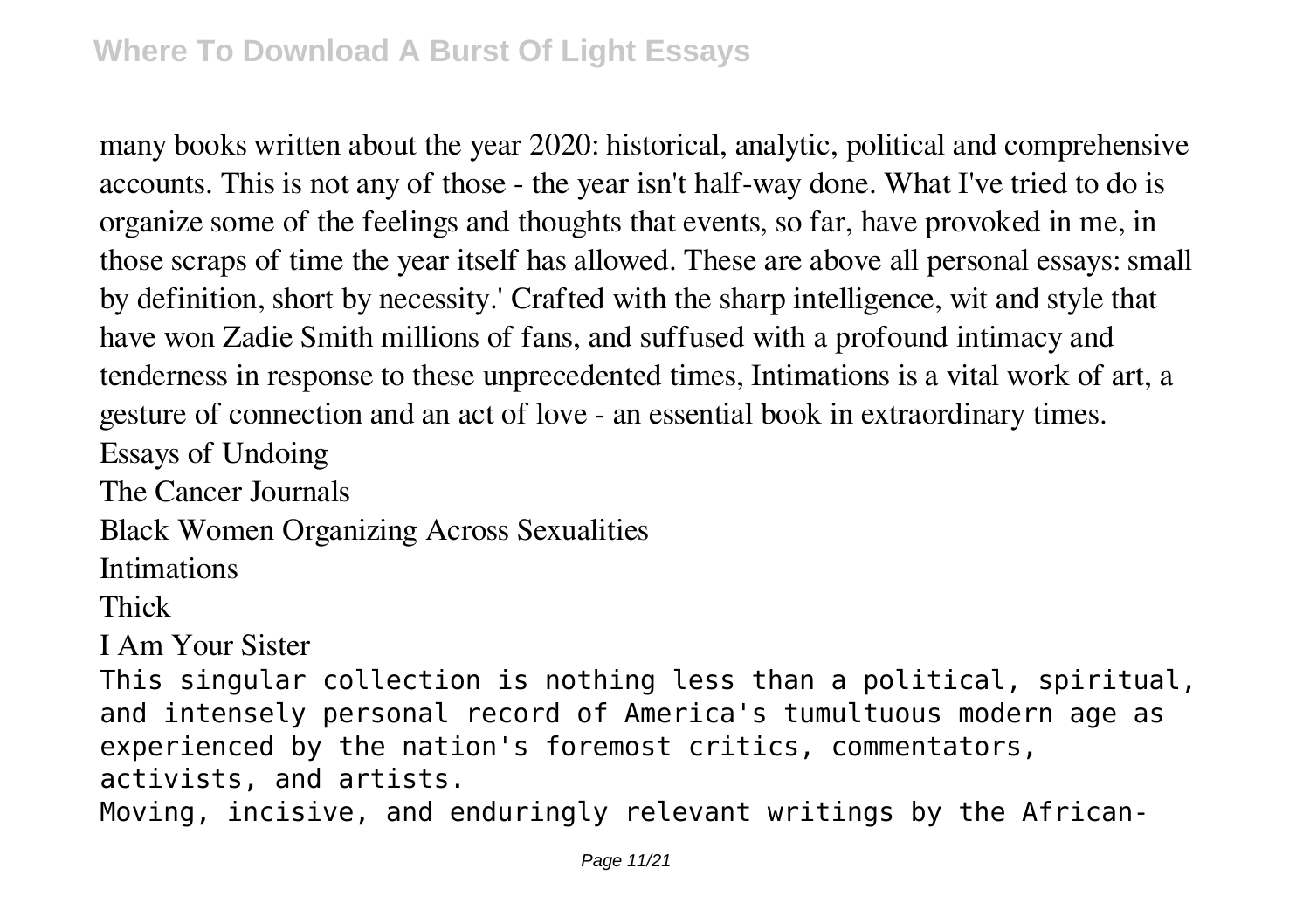many books written about the year 2020: historical, analytic, political and comprehensive accounts. This is not any of those - the year isn't half-way done. What I've tried to do is organize some of the feelings and thoughts that events, so far, have provoked in me, in those scraps of time the year itself has allowed. These are above all personal essays: small by definition, short by necessity.' Crafted with the sharp intelligence, wit and style that have won Zadie Smith millions of fans, and suffused with a profound intimacy and tenderness in response to these unprecedented times, Intimations is a vital work of art, a gesture of connection and an act of love - an essential book in extraordinary times.

Essays of Undoing

The Cancer Journals

Black Women Organizing Across Sexualities

Intimations

Thick

I Am Your Sister

This singular collection is nothing less than a political, spiritual, and intensely personal record of America's tumultuous modern age as experienced by the nation's foremost critics, commentators, activists, and artists.

Moving, incisive, and enduringly relevant writings by the African-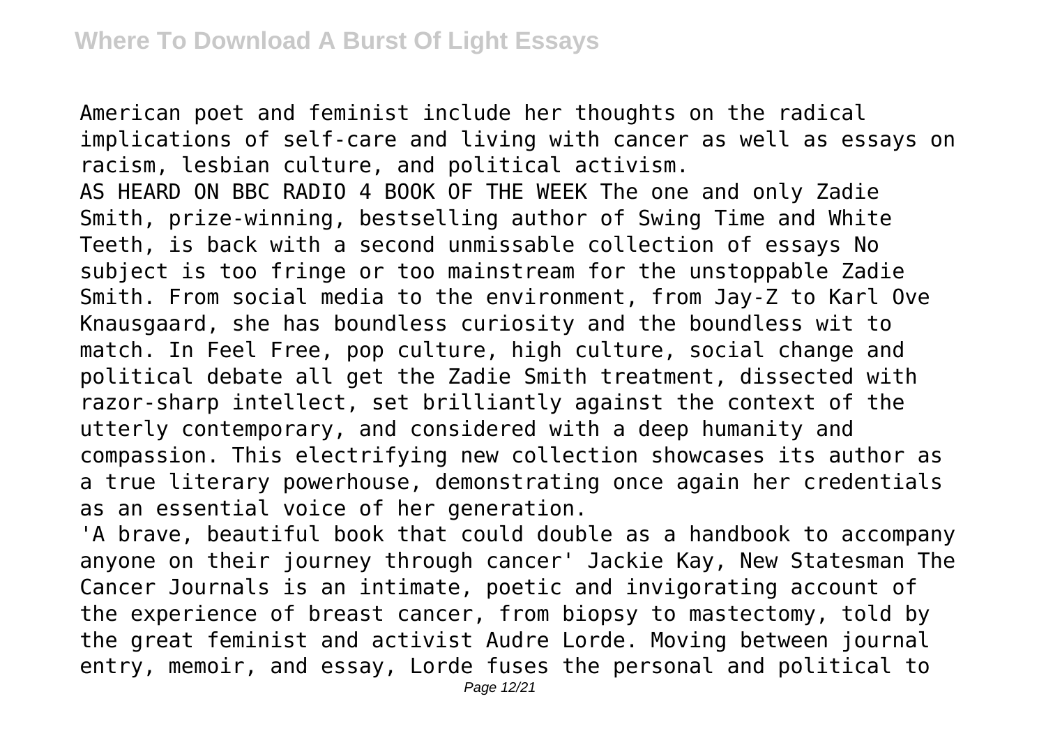American poet and feminist include her thoughts on the radical implications of self-care and living with cancer as well as essays on racism, lesbian culture, and political activism.

AS HEARD ON BBC RADIO 4 BOOK OF THE WEEK The one and only Zadie Smith, prize-winning, bestselling author of Swing Time and White Teeth, is back with a second unmissable collection of essays No subject is too fringe or too mainstream for the unstoppable Zadie Smith. From social media to the environment, from Jay-Z to Karl Ove Knausgaard, she has boundless curiosity and the boundless wit to match. In Feel Free, pop culture, high culture, social change and political debate all get the Zadie Smith treatment, dissected with razor-sharp intellect, set brilliantly against the context of the utterly contemporary, and considered with a deep humanity and compassion. This electrifying new collection showcases its author as a true literary powerhouse, demonstrating once again her credentials as an essential voice of her generation.

'A brave, beautiful book that could double as a handbook to accompany anyone on their journey through cancer' Jackie Kay, New Statesman The Cancer Journals is an intimate, poetic and invigorating account of the experience of breast cancer, from biopsy to mastectomy, told by the great feminist and activist Audre Lorde. Moving between journal entry, memoir, and essay, Lorde fuses the personal and political to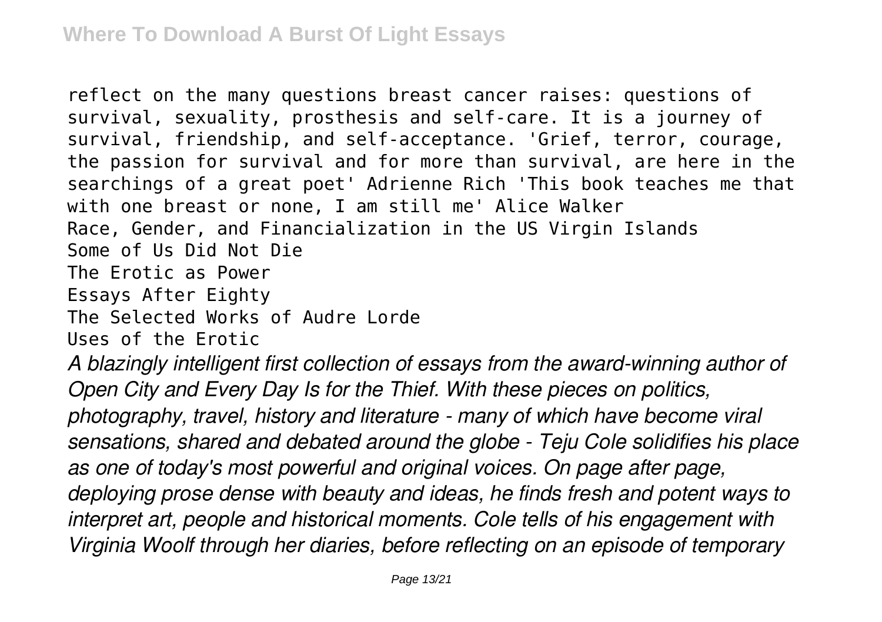reflect on the many questions breast cancer raises: questions of survival, sexuality, prosthesis and self-care. It is a journey of survival, friendship, and self-acceptance. 'Grief, terror, courage, the passion for survival and for more than survival, are here in the searchings of a great poet' Adrienne Rich 'This book teaches me that with one breast or none, I am still me' Alice Walker

Race, Gender, and Financialization in the US Virgin Islands

Some of Us Did Not Die

The Erotic as Power

Essays After Eighty

The Selected Works of Audre Lorde

Uses of the Erotic

*A blazingly intelligent first collection of essays from the award-winning author of Open City and Every Day Is for the Thief. With these pieces on politics, photography, travel, history and literature - many of which have become viral sensations, shared and debated around the globe - Teju Cole solidifies his place as one of today's most powerful and original voices. On page after page, deploying prose dense with beauty and ideas, he finds fresh and potent ways to interpret art, people and historical moments. Cole tells of his engagement with Virginia Woolf through her diaries, before reflecting on an episode of temporary*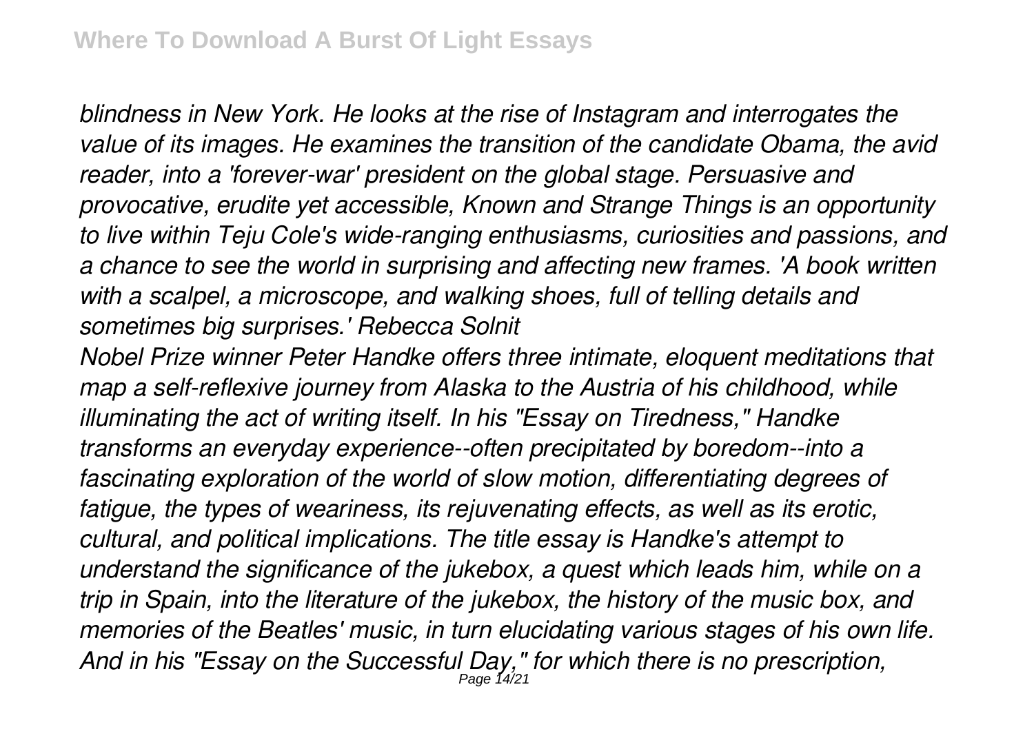*blindness in New York. He looks at the rise of Instagram and interrogates the value of its images. He examines the transition of the candidate Obama, the avid reader, into a 'forever-war' president on the global stage. Persuasive and provocative, erudite yet accessible, Known and Strange Things is an opportunity to live within Teju Cole's wide-ranging enthusiasms, curiosities and passions, and a chance to see the world in surprising and affecting new frames. 'A book written with a scalpel, a microscope, and walking shoes, full of telling details and sometimes big surprises.' Rebecca Solnit*

*Nobel Prize winner Peter Handke offers three intimate, eloquent meditations that map a self-reflexive journey from Alaska to the Austria of his childhood, while illuminating the act of writing itself. In his "Essay on Tiredness," Handke transforms an everyday experience--often precipitated by boredom--into a fascinating exploration of the world of slow motion, differentiating degrees of fatigue, the types of weariness, its rejuvenating effects, as well as its erotic, cultural, and political implications. The title essay is Handke's attempt to understand the significance of the jukebox, a quest which leads him, while on a trip in Spain, into the literature of the jukebox, the history of the music box, and memories of the Beatles' music, in turn elucidating various stages of his own life. And in his "Essay on the Successful Day," for which there is no prescription,*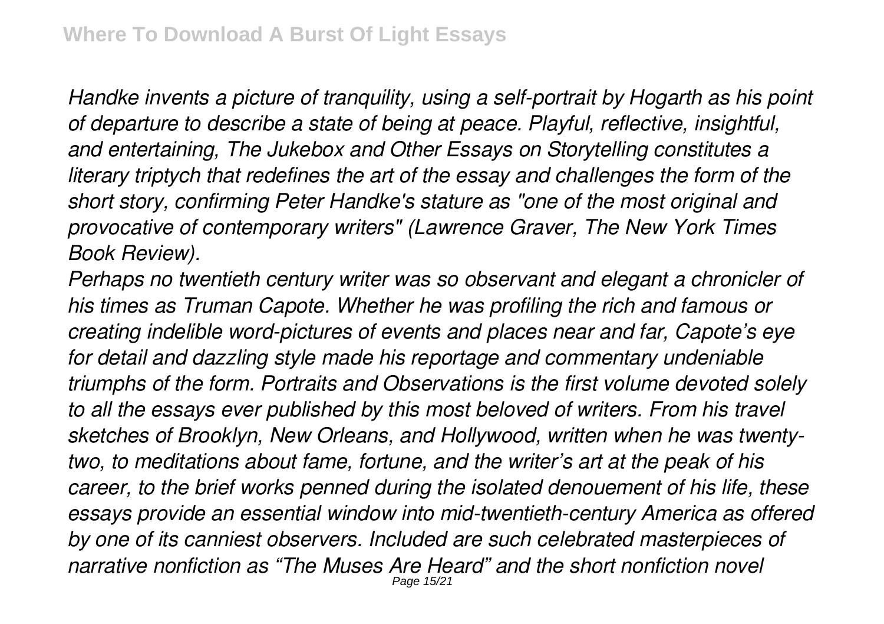*Handke invents a picture of tranquility, using a self-portrait by Hogarth as his point of departure to describe a state of being at peace. Playful, reflective, insightful, and entertaining, The Jukebox and Other Essays on Storytelling constitutes a literary triptych that redefines the art of the essay and challenges the form of the short story, confirming Peter Handke's stature as "one of the most original and provocative of contemporary writers" (Lawrence Graver, The New York Times Book Review).*

*Perhaps no twentieth century writer was so observant and elegant a chronicler of his times as Truman Capote. Whether he was profiling the rich and famous or creating indelible word-pictures of events and places near and far, Capote's eye for detail and dazzling style made his reportage and commentary undeniable triumphs of the form. Portraits and Observations is the first volume devoted solely to all the essays ever published by this most beloved of writers. From his travel sketches of Brooklyn, New Orleans, and Hollywood, written when he was twenty-two, to meditations about fame, fortune, and the writer's art at the peak of his career, to the brief works penned during the isolated denouement of his life, these essays provide an essential window into mid-twentieth-century America as offered by one of its canniest observers. Included are such celebrated masterpieces of narrative nonfiction as "The Muses Are Heard" and the short nonfiction novel*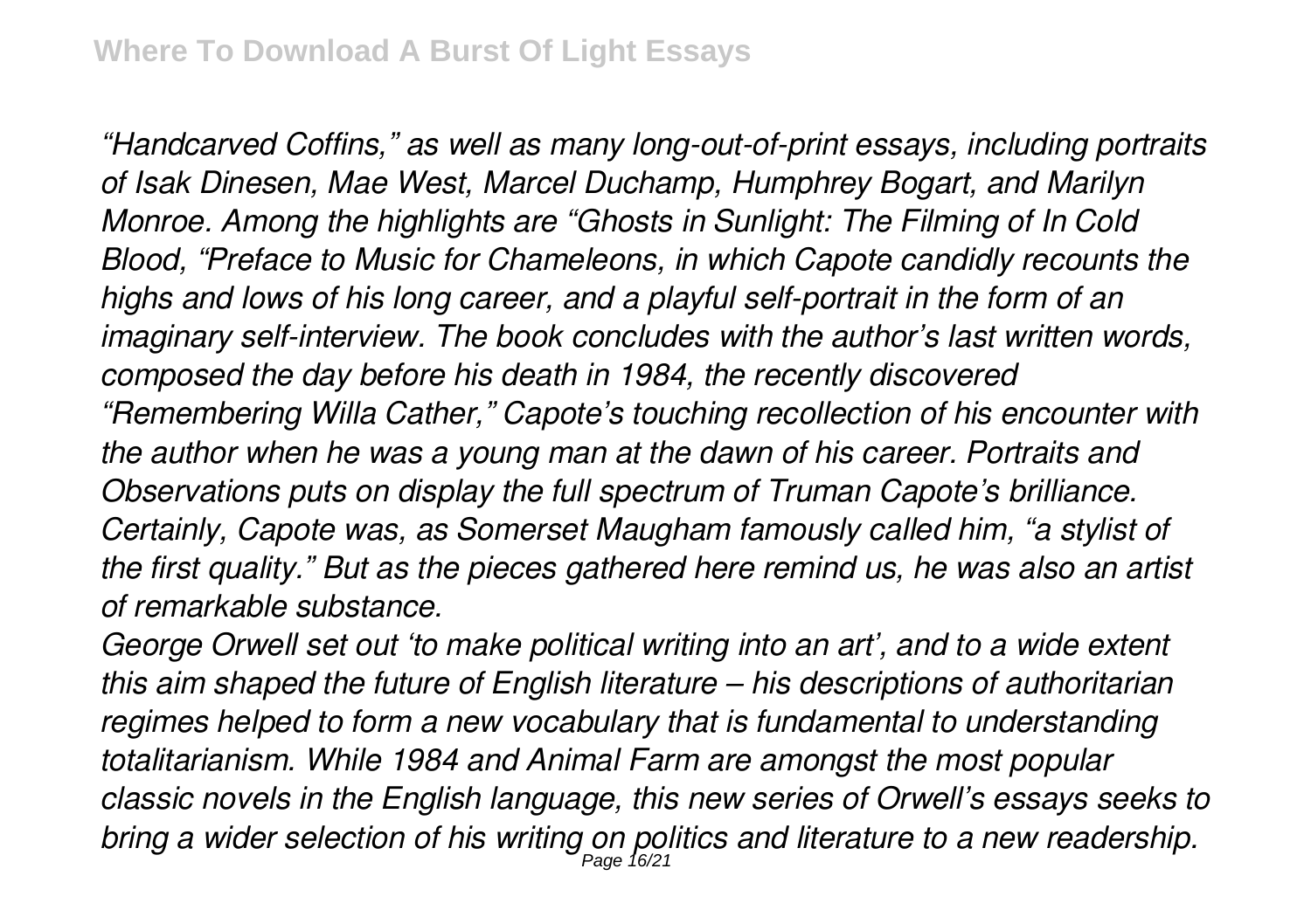*"Handcarved Coffins," as well as many long-out-of-print essays, including portraits of Isak Dinesen, Mae West, Marcel Duchamp, Humphrey Bogart, and Marilyn Monroe. Among the highlights are "Ghosts in Sunlight: The Filming of In Cold Blood, "Preface to Music for Chameleons, in which Capote candidly recounts the highs and lows of his long career, and a playful self-portrait in the form of an imaginary self-interview. The book concludes with the author's last written words, composed the day before his death in 1984, the recently discovered "Remembering Willa Cather," Capote's touching recollection of his encounter with the author when he was a young man at the dawn of his career. Portraits and Observations puts on display the full spectrum of Truman Capote's brilliance. Certainly, Capote was, as Somerset Maugham famously called him, "a stylist of the first quality." But as the pieces gathered here remind us, he was also an artist of remarkable substance.*

*George Orwell set out 'to make political writing into an art', and to a wide extent this aim shaped the future of English literature – his descriptions of authoritarian regimes helped to form a new vocabulary that is fundamental to understanding totalitarianism. While 1984 and Animal Farm are amongst the most popular classic novels in the English language, this new series of Orwell's essays seeks to bring a wider selection of his writing on politics and literature to a new readership.*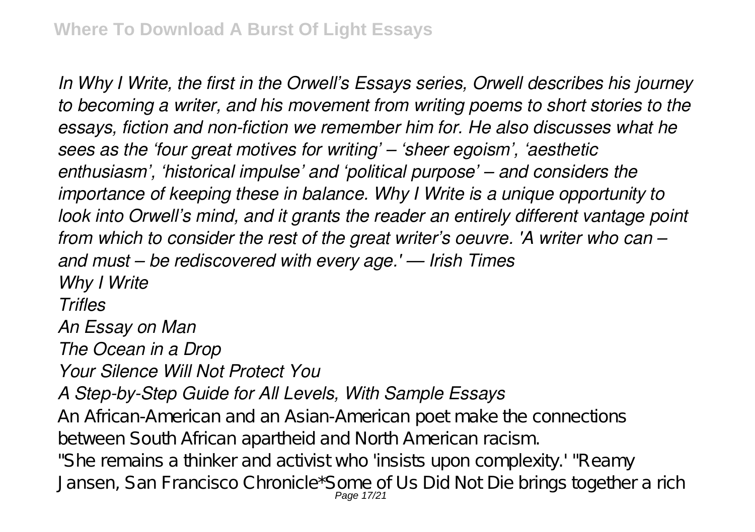*In Why I Write, the first in the Orwell's Essays series, Orwell describes his journey to becoming a writer, and his movement from writing poems to short stories to the essays, fiction and non-fiction we remember him for. He also discusses what he sees as the 'four great motives for writing' – 'sheer egoism', 'aesthetic enthusiasm', 'historical impulse' and 'political purpose' – and considers the importance of keeping these in balance. Why I Write is a unique opportunity to look into Orwell's mind, and it grants the reader an entirely different vantage point from which to consider the rest of the great writer's oeuvre. 'A writer who can – and must – be rediscovered with every age.' — Irish Times*

*Why I Write*

*Trifles*

*An Essay on Man*

*The Ocean in a Drop*

*Your Silence Will Not Protect You*

*A Step-by-Step Guide for All Levels, With Sample Essays*

An African-American and an Asian-American poet make the connections between South African apartheid and North American racism.

"She remains a thinker and activist who 'insists upon complexity.' "Reamy Jansen, San Francisco Chronicle*Some of Us Did Not Die brings together a rich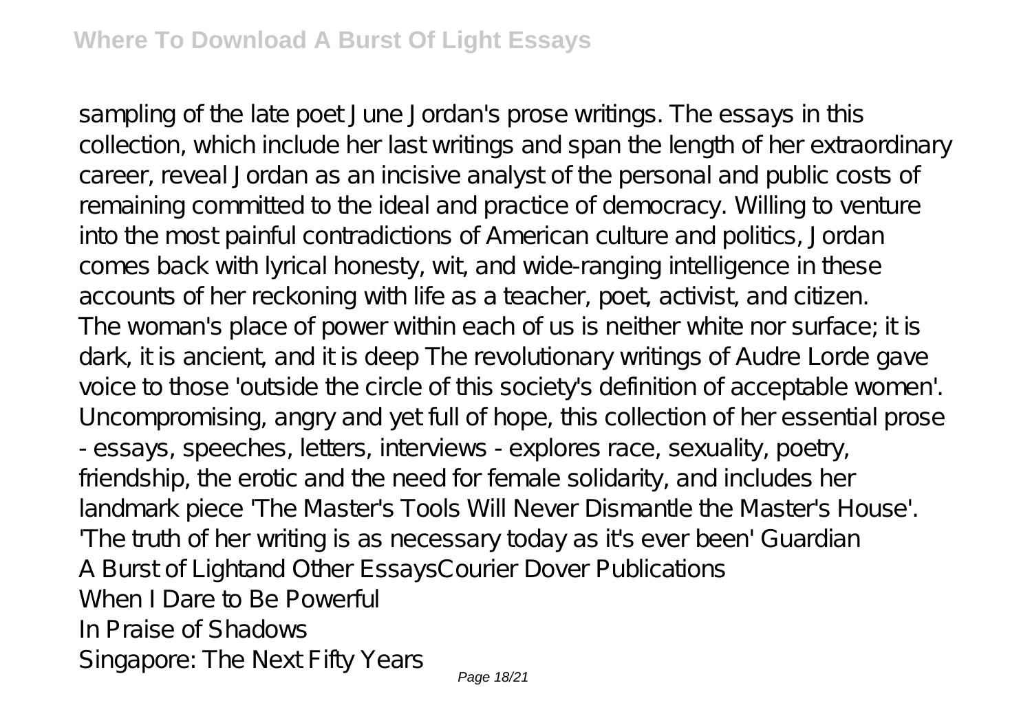sampling of the late poet June Jordan's prose writings. The essays in this collection, which include her last writings and span the length of her extraordinary career, reveal Jordan as an incisive analyst of the personal and public costs of remaining committed to the ideal and practice of democracy. Willing to venture into the most painful contradictions of American culture and politics, Jordan comes back with lyrical honesty, wit, and wide-ranging intelligence in these accounts of her reckoning with life as a teacher, poet, activist, and citizen.

The woman's place of power within each of us is neither white nor surface; it is dark, it is ancient, and it is deep The revolutionary writings of Audre Lorde gave voice to those 'outside the circle of this society's definition of acceptable women'. Uncompromising, angry and yet full of hope, this collection of her essential prose - essays, speeches, letters, interviews - explores race, sexuality, poetry, friendship, the erotic and the need for female solidarity, and includes her landmark piece 'The Master's Tools Will Never Dismantle the Master's House'. 'The truth of her writing is as necessary today as it's ever been' Guardian

A Burst of Lightand Other EssaysCourier Dover Publications

When I Dare to Be Powerful

In Praise of Shadows

Singapore: The Next Fifty Years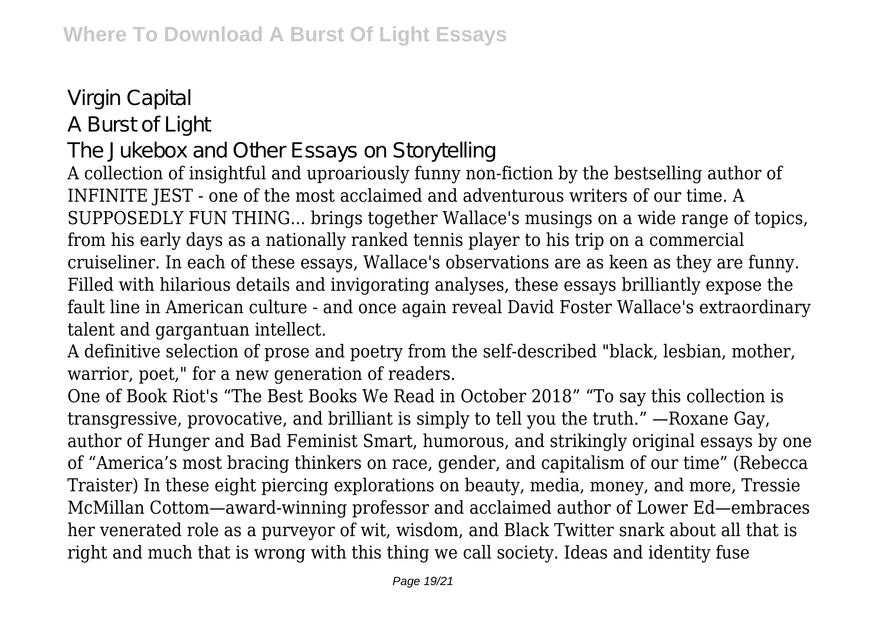Virgin Capital

A Burst of Light

The Jukebox and Other Essays on Storytelling

A collection of insightful and uproariously funny non-fiction by the bestselling author of INFINITE JEST - one of the most acclaimed and adventurous writers of our time. A SUPPOSEDLY FUN THING... brings together Wallace's musings on a wide range of topics, from his early days as a nationally ranked tennis player to his trip on a commercial cruiseliner. In each of these essays, Wallace's observations are as keen as they are funny. Filled with hilarious details and invigorating analyses, these essays brilliantly expose the fault line in American culture - and once again reveal David Foster Wallace's extraordinary talent and gargantuan intellect.

A definitive selection of prose and poetry from the self-described "black, lesbian, mother, warrior, poet," for a new generation of readers.

One of Book Riot's "The Best Books We Read in October 2018" "To say this collection is transgressive, provocative, and brilliant is simply to tell you the truth." —Roxane Gay, author of Hunger and Bad Feminist Smart, humorous, and strikingly original essays by one of "America's most bracing thinkers on race, gender, and capitalism of our time" (Rebecca Traister) In these eight piercing explorations on beauty, media, money, and more, Tressie McMillan Cottom—award-winning professor and acclaimed author of Lower Ed—embraces her venerated role as a purveyor of wit, wisdom, and Black Twitter snark about all that is right and much that is wrong with this thing we call society. Ideas and identity fuse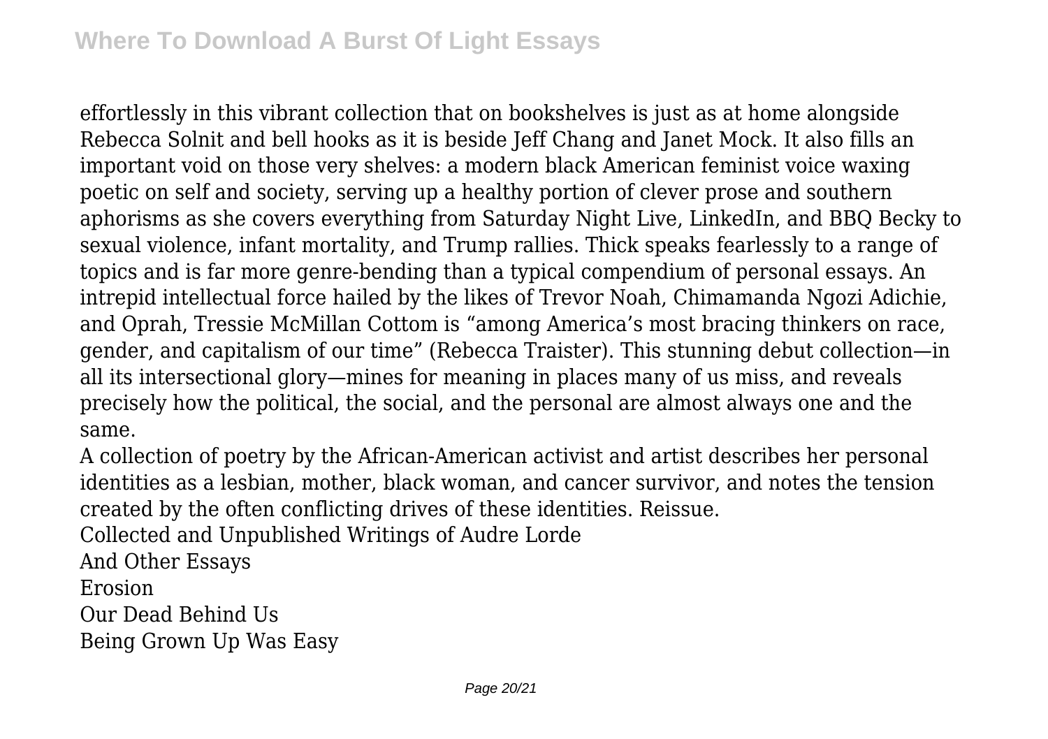effortlessly in this vibrant collection that on bookshelves is just as at home alongside Rebecca Solnit and bell hooks as it is beside Jeff Chang and Janet Mock. It also fills an important void on those very shelves: a modern black American feminist voice waxing poetic on self and society, serving up a healthy portion of clever prose and southern aphorisms as she covers everything from Saturday Night Live, LinkedIn, and BBQ Becky to sexual violence, infant mortality, and Trump rallies. Thick speaks fearlessly to a range of topics and is far more genre-bending than a typical compendium of personal essays. An intrepid intellectual force hailed by the likes of Trevor Noah, Chimamanda Ngozi Adichie, and Oprah, Tressie McMillan Cottom is "among America's most bracing thinkers on race, gender, and capitalism of our time" (Rebecca Traister). This stunning debut collection—in all its intersectional glory—mines for meaning in places many of us miss, and reveals precisely how the political, the social, and the personal are almost always one and the same.

A collection of poetry by the African-American activist and artist describes her personal identities as a lesbian, mother, black woman, and cancer survivor, and notes the tension created by the often conflicting drives of these identities. Reissue.

Collected and Unpublished Writings of Audre Lorde

And Other Essays

Erosion

Our Dead Behind Us

Being Grown Up Was Easy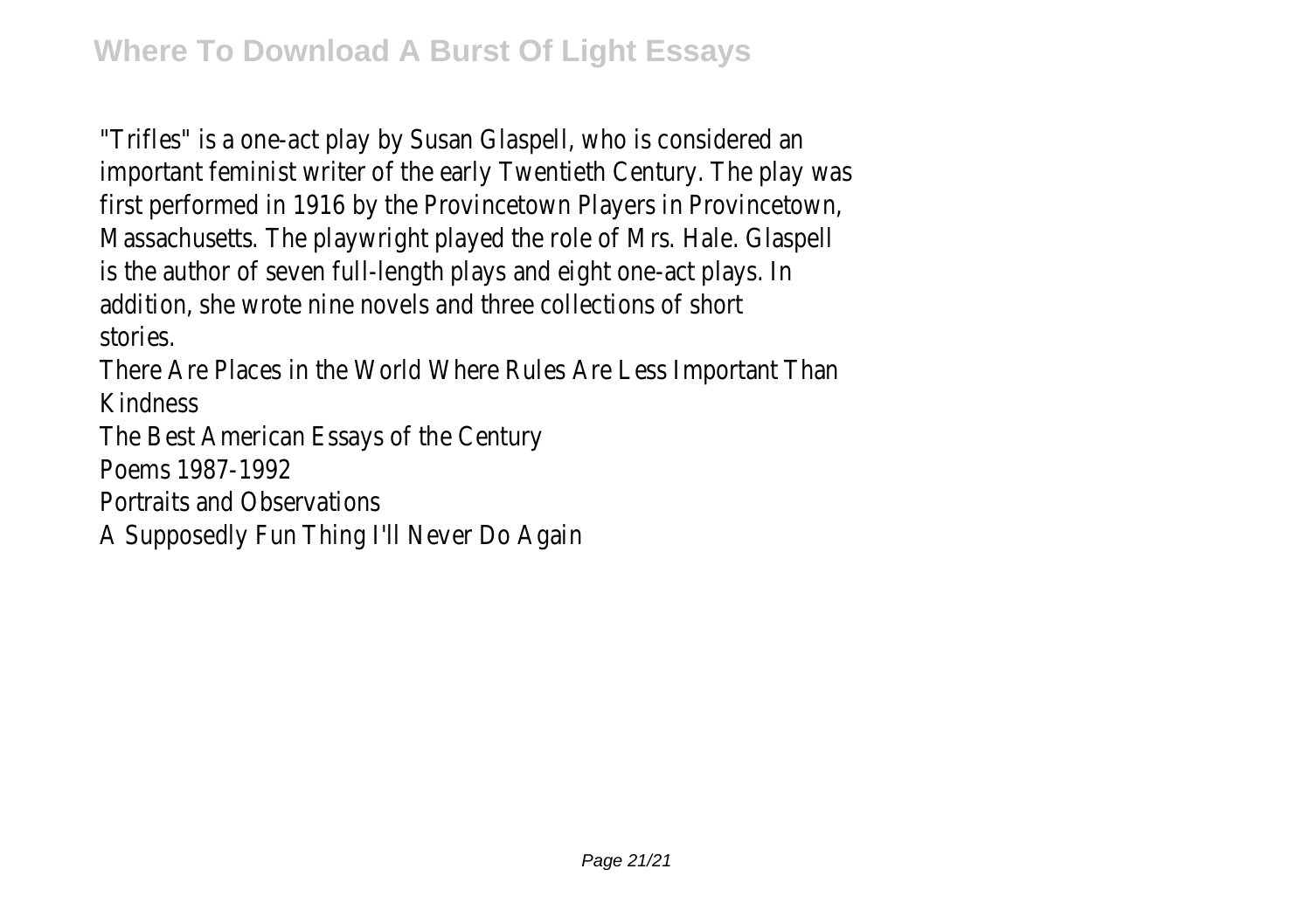"Trifles" is a one-act play by Susan Glaspell, who is considered an important feminist writer of the early Twentieth Century. The play was first performed in 1916 by the Provincetown Players in Provincetown, Massachusetts. The playwright played the role of Mrs. Hale. Glaspell is the author of seven full-length plays and eight one-act plays. In addition, she wrote nine novels and three collections of short stories.

There Are Places in the World Where Rules Are Less Important Than Kindness

The Best American Essays of the Century

Poems 1987-1992

Portraits and Observations

A Supposedly Fun Thing I'll Never Do Again